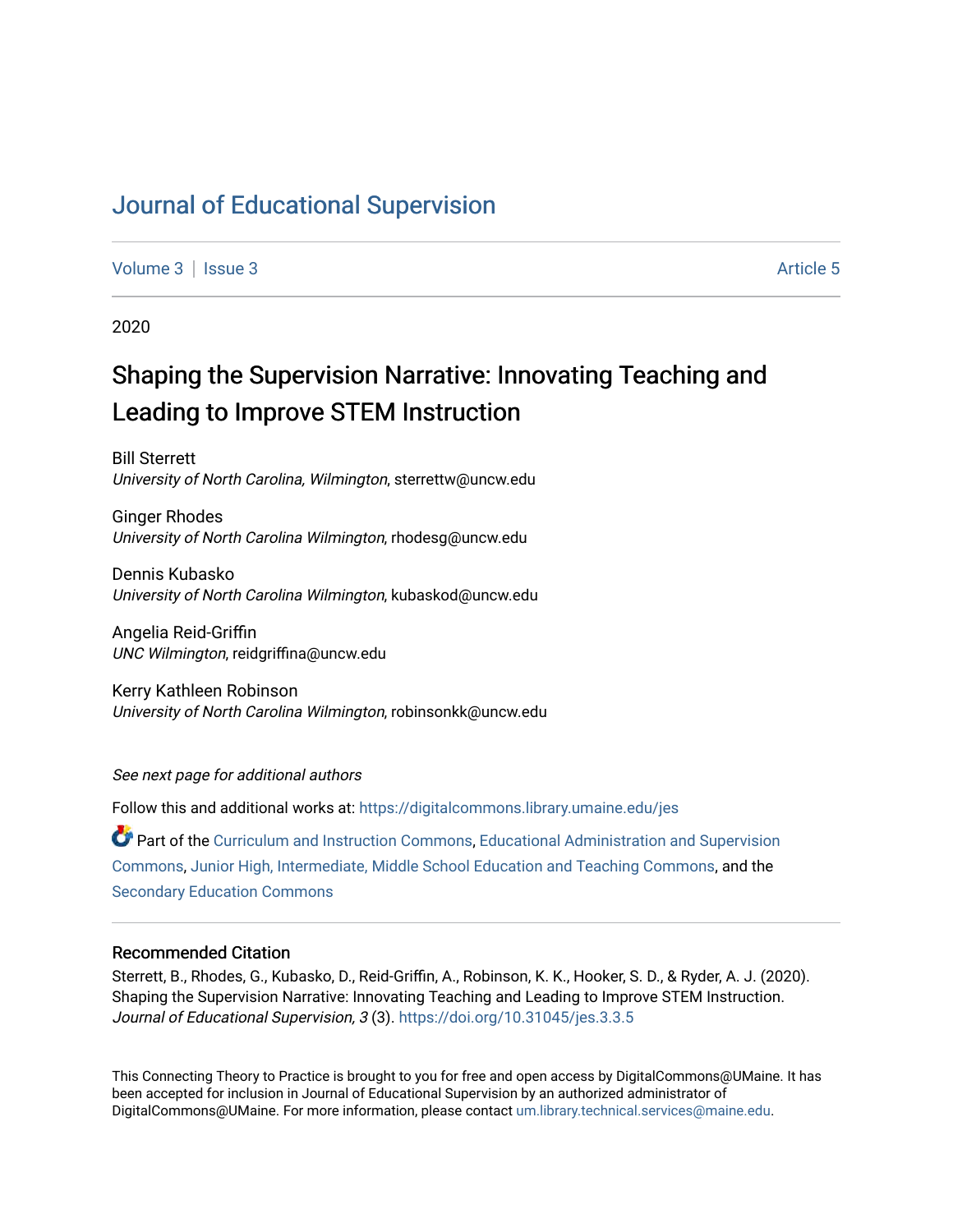# Journal of Educational Supervision

Volume 3 | Issue 3 Article 5

2020

## Shaping the Supervision Narrative: Innovating Teaching and Leading to Improve STEM Instruction

Bill Sterrett
*University of North Carolina, Wilmington*, sterrettw@uncw.edu

Ginger Rhodes
*University of North Carolina Wilmington*, rhodesg@uncw.edu

Dennis Kubasko
*University of North Carolina Wilmington*, kubaskod@uncw.edu

Angelia Reid-Griffin
*UNC Wilmington*, reidgriffina@uncw.edu

Kerry Kathleen Robinson
*University of North Carolina Wilmington*, robinsonkk@uncw.edu

*See next page for additional authors*

Follow this and additional works at: https://digitalcommons.library.umaine.edu/jes

Part of the Curriculum and Instruction Commons, Educational Administration and Supervision Commons, Junior High, Intermediate, Middle School Education and Teaching Commons, and the Secondary Education Commons

### Recommended Citation

Sterrett, B., Rhodes, G., Kubasko, D., Reid-Griffin, A., Robinson, K. K., Hooker, S. D., & Ryder, A. J. (2020). Shaping the Supervision Narrative: Innovating Teaching and Leading to Improve STEM Instruction. *Journal of Educational Supervision, 3* (3). https://doi.org/10.31045/jes.3.3.5

This Connecting Theory to Practice is brought to you for free and open access by DigitalCommons@UMaine. It has been accepted for inclusion in Journal of Educational Supervision by an authorized administrator of DigitalCommons@UMaine. For more information, please contact um.library.technical.services@maine.edu.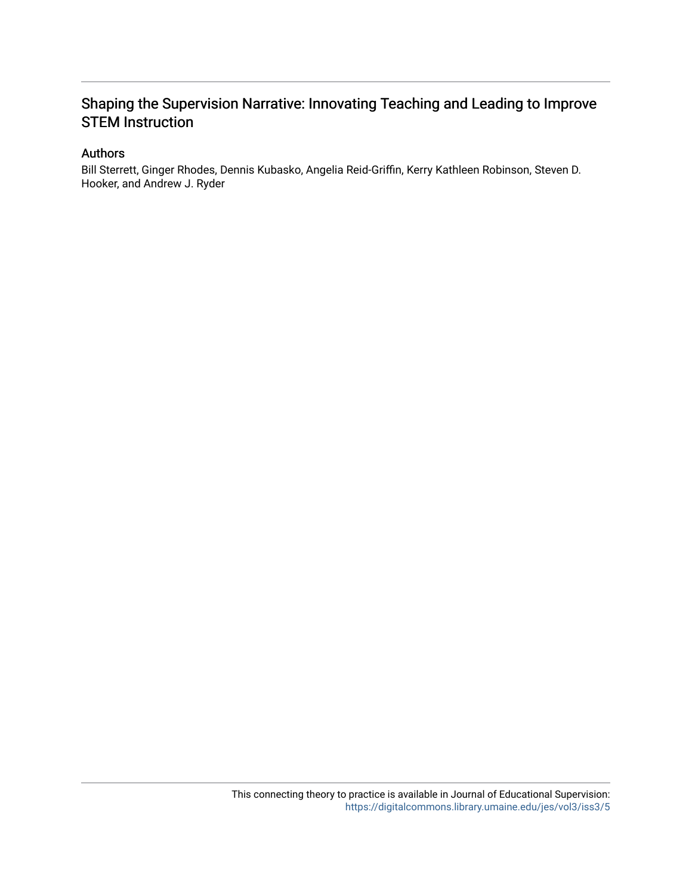## Shaping the Supervision Narrative: Innovating Teaching and Leading to Improve STEM Instruction

### Authors

Bill Sterrett, Ginger Rhodes, Dennis Kubasko, Angelia Reid-Griffin, Kerry Kathleen Robinson, Steven D. Hooker, and Andrew J. Ryder

This connecting theory to practice is available in Journal of Educational Supervision: https://digitalcommons.library.umaine.edu/jes/vol3/iss3/5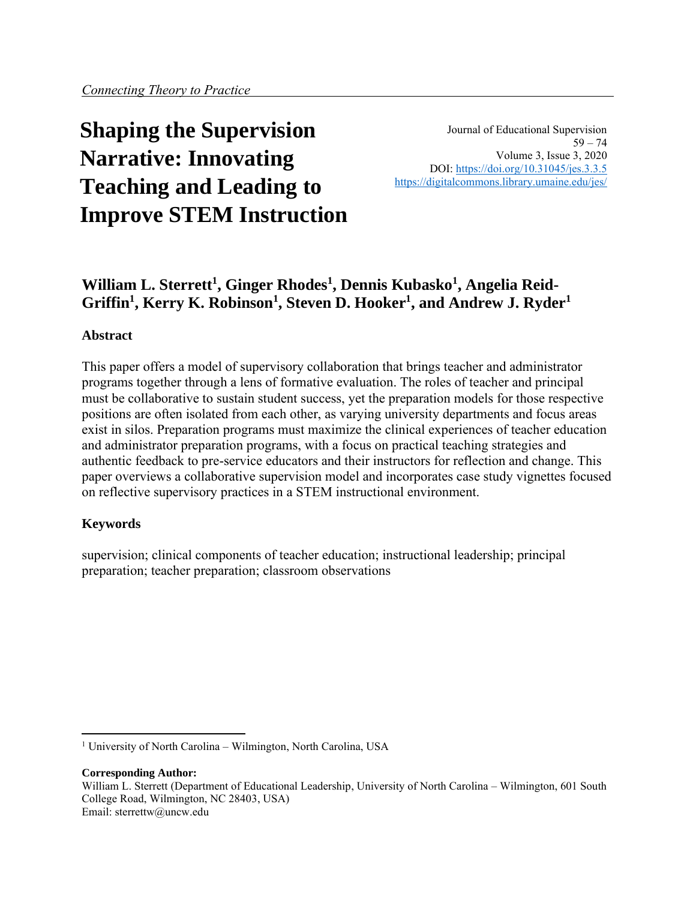*Connecting Theory to Practice*

# Shaping the Supervision Narrative: Innovating Teaching and Leading to Improve STEM Instruction

Journal of Educational Supervision
59 – 74
Volume 3, Issue 3, 2020
DOI: https://doi.org/10.31045/jes.3.3.5
https://digitalcommons.library.umaine.edu/jes/

**William L. Sterrett[1], Ginger Rhodes[1], Dennis Kubasko[1], Angelia Reid-Griffin[1], Kerry K. Robinson[1], Steven D. Hooker[1], and Andrew J. Ryder[1]**

### Abstract

This paper offers a model of supervisory collaboration that brings teacher and administrator programs together through a lens of formative evaluation. The roles of teacher and principal must be collaborative to sustain student success, yet the preparation models for those respective positions are often isolated from each other, as varying university departments and focus areas exist in silos. Preparation programs must maximize the clinical experiences of teacher education and administrator preparation programs, with a focus on practical teaching strategies and authentic feedback to pre-service educators and their instructors for reflection and change. This paper overviews a collaborative supervision model and incorporates case study vignettes focused on reflective supervisory practices in a STEM instructional environment.

### Keywords

supervision; clinical components of teacher education; instructional leadership; principal preparation; teacher preparation; classroom observations

---

[1] University of North Carolina – Wilmington, North Carolina, USA

**Corresponding Author:**
William L. Sterrett (Department of Educational Leadership, University of North Carolina – Wilmington, 601 South College Road, Wilmington, NC 28403, USA)
Email: sterrettw@uncw.edu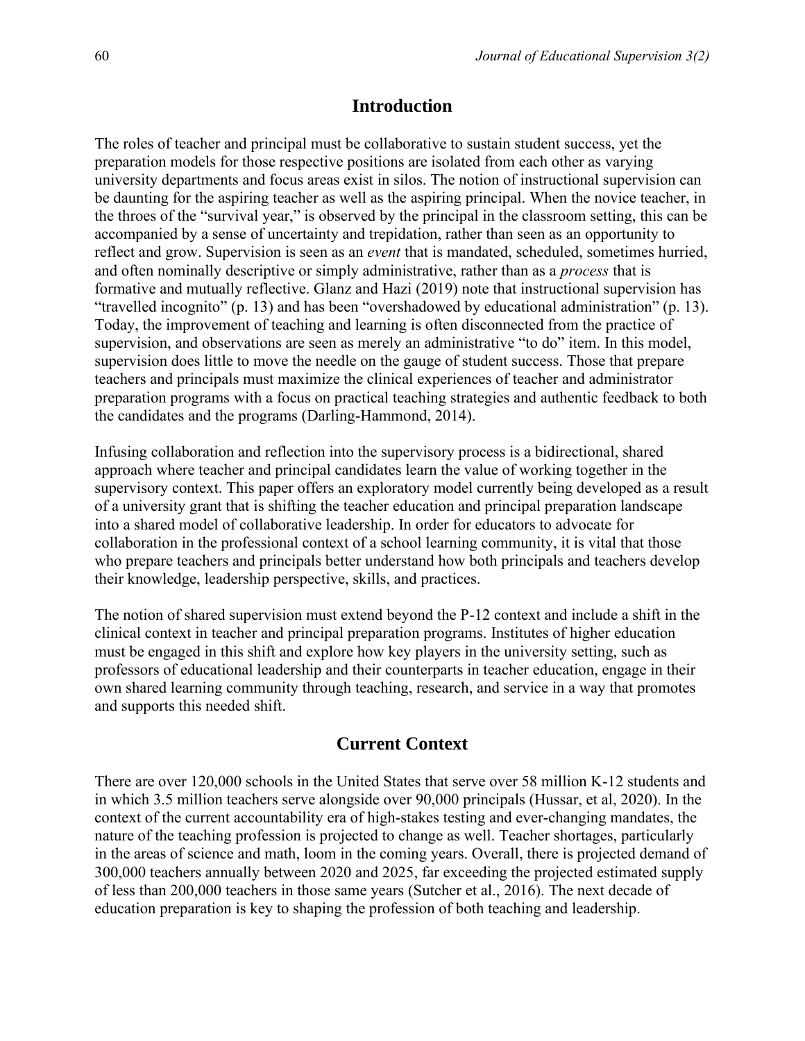## Introduction

The roles of teacher and principal must be collaborative to sustain student success, yet the preparation models for those respective positions are isolated from each other as varying university departments and focus areas exist in silos. The notion of instructional supervision can be daunting for the aspiring teacher as well as the aspiring principal. When the novice teacher, in the throes of the "survival year," is observed by the principal in the classroom setting, this can be accompanied by a sense of uncertainty and trepidation, rather than seen as an opportunity to reflect and grow. Supervision is seen as an *event* that is mandated, scheduled, sometimes hurried, and often nominally descriptive or simply administrative, rather than as a *process* that is formative and mutually reflective. Glanz and Hazi (2019) note that instructional supervision has "travelled incognito" (p. 13) and has been "overshadowed by educational administration" (p. 13). Today, the improvement of teaching and learning is often disconnected from the practice of supervision, and observations are seen as merely an administrative "to do" item. In this model, supervision does little to move the needle on the gauge of student success. Those that prepare teachers and principals must maximize the clinical experiences of teacher and administrator preparation programs with a focus on practical teaching strategies and authentic feedback to both the candidates and the programs (Darling-Hammond, 2014).

Infusing collaboration and reflection into the supervisory process is a bidirectional, shared approach where teacher and principal candidates learn the value of working together in the supervisory context. This paper offers an exploratory model currently being developed as a result of a university grant that is shifting the teacher education and principal preparation landscape into a shared model of collaborative leadership. In order for educators to advocate for collaboration in the professional context of a school learning community, it is vital that those who prepare teachers and principals better understand how both principals and teachers develop their knowledge, leadership perspective, skills, and practices.

The notion of shared supervision must extend beyond the P-12 context and include a shift in the clinical context in teacher and principal preparation programs. Institutes of higher education must be engaged in this shift and explore how key players in the university setting, such as professors of educational leadership and their counterparts in teacher education, engage in their own shared learning community through teaching, research, and service in a way that promotes and supports this needed shift.

## Current Context

There are over 120,000 schools in the United States that serve over 58 million K-12 students and in which 3.5 million teachers serve alongside over 90,000 principals (Hussar, et al, 2020). In the context of the current accountability era of high-stakes testing and ever-changing mandates, the nature of the teaching profession is projected to change as well. Teacher shortages, particularly in the areas of science and math, loom in the coming years. Overall, there is projected demand of 300,000 teachers annually between 2020 and 2025, far exceeding the projected estimated supply of less than 200,000 teachers in those same years (Sutcher et al., 2016). The next decade of education preparation is key to shaping the profession of both teaching and leadership.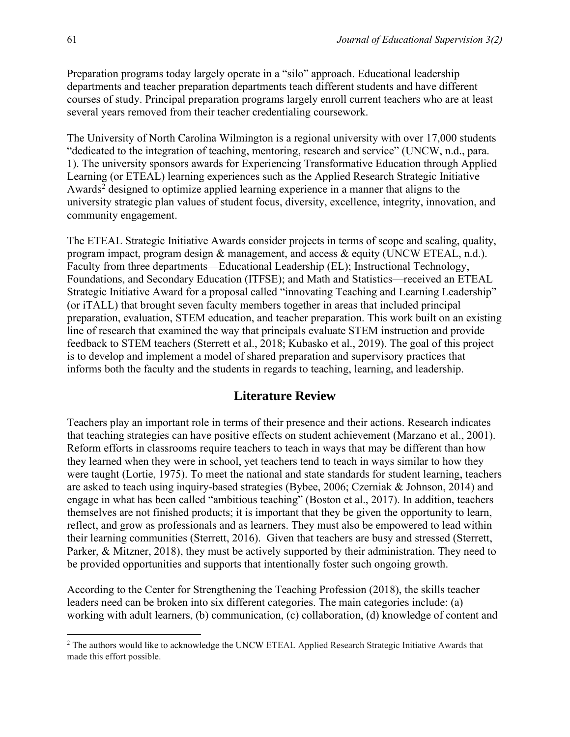Preparation programs today largely operate in a "silo" approach. Educational leadership departments and teacher preparation departments teach different students and have different courses of study. Principal preparation programs largely enroll current teachers who are at least several years removed from their teacher credentialing coursework.

The University of North Carolina Wilmington is a regional university with over 17,000 students "dedicated to the integration of teaching, mentoring, research and service" (UNCW, n.d., para. 1). The university sponsors awards for Experiencing Transformative Education through Applied Learning (or ETEAL) learning experiences such as the Applied Research Strategic Initiative Awards[2] designed to optimize applied learning experience in a manner that aligns to the university strategic plan values of student focus, diversity, excellence, integrity, innovation, and community engagement.

The ETEAL Strategic Initiative Awards consider projects in terms of scope and scaling, quality, program impact, program design & management, and access & equity (UNCW ETEAL, n.d.). Faculty from three departments—Educational Leadership (EL); Instructional Technology, Foundations, and Secondary Education (ITFSE); and Math and Statistics—received an ETEAL Strategic Initiative Award for a proposal called "innovating Teaching and Learning Leadership" (or iTALL) that brought seven faculty members together in areas that included principal preparation, evaluation, STEM education, and teacher preparation. This work built on an existing line of research that examined the way that principals evaluate STEM instruction and provide feedback to STEM teachers (Sterrett et al., 2018; Kubasko et al., 2019). The goal of this project is to develop and implement a model of shared preparation and supervisory practices that informs both the faculty and the students in regards to teaching, learning, and leadership.

## Literature Review

Teachers play an important role in terms of their presence and their actions. Research indicates that teaching strategies can have positive effects on student achievement (Marzano et al., 2001). Reform efforts in classrooms require teachers to teach in ways that may be different than how they learned when they were in school, yet teachers tend to teach in ways similar to how they were taught (Lortie, 1975). To meet the national and state standards for student learning, teachers are asked to teach using inquiry-based strategies (Bybee, 2006; Czerniak & Johnson, 2014) and engage in what has been called "ambitious teaching" (Boston et al., 2017). In addition, teachers themselves are not finished products; it is important that they be given the opportunity to learn, reflect, and grow as professionals and as learners. They must also be empowered to lead within their learning communities (Sterrett, 2016). Given that teachers are busy and stressed (Sterrett, Parker, & Mitzner, 2018), they must be actively supported by their administration. They need to be provided opportunities and supports that intentionally foster such ongoing growth.

According to the Center for Strengthening the Teaching Profession (2018), the skills teacher leaders need can be broken into six different categories. The main categories include: (a) working with adult learners, (b) communication, (c) collaboration, (d) knowledge of content and

[2] The authors would like to acknowledge the UNCW ETEAL Applied Research Strategic Initiative Awards that made this effort possible.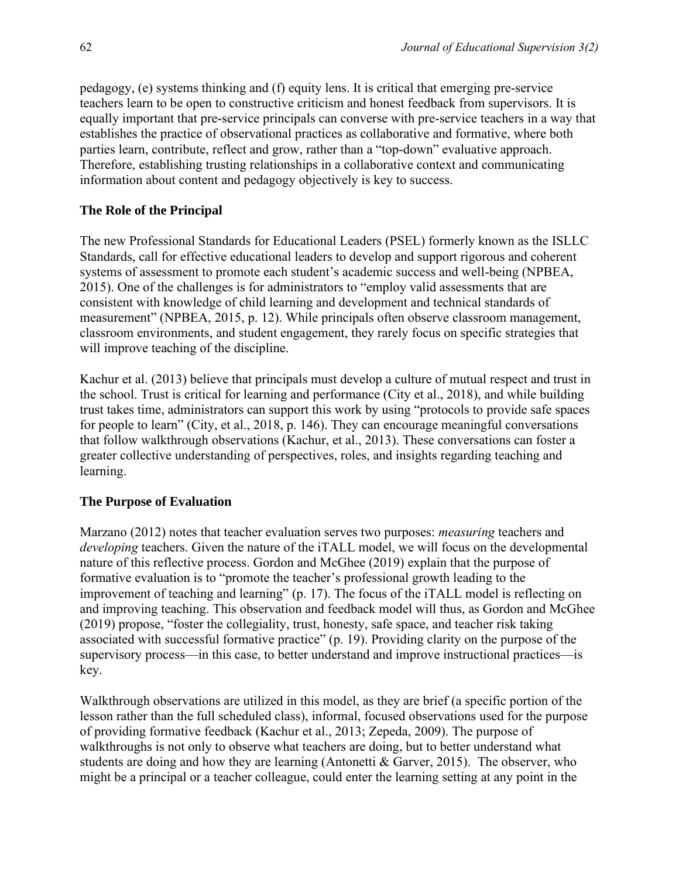pedagogy, (e) systems thinking and (f) equity lens. It is critical that emerging pre-service teachers learn to be open to constructive criticism and honest feedback from supervisors. It is equally important that pre-service principals can converse with pre-service teachers in a way that establishes the practice of observational practices as collaborative and formative, where both parties learn, contribute, reflect and grow, rather than a "top-down" evaluative approach. Therefore, establishing trusting relationships in a collaborative context and communicating information about content and pedagogy objectively is key to success.

## The Role of the Principal

The new Professional Standards for Educational Leaders (PSEL) formerly known as the ISLLC Standards, call for effective educational leaders to develop and support rigorous and coherent systems of assessment to promote each student's academic success and well-being (NPBEA, 2015). One of the challenges is for administrators to "employ valid assessments that are consistent with knowledge of child learning and development and technical standards of measurement" (NPBEA, 2015, p. 12). While principals often observe classroom management, classroom environments, and student engagement, they rarely focus on specific strategies that will improve teaching of the discipline.

Kachur et al. (2013) believe that principals must develop a culture of mutual respect and trust in the school. Trust is critical for learning and performance (City et al., 2018), and while building trust takes time, administrators can support this work by using "protocols to provide safe spaces for people to learn" (City, et al., 2018, p. 146). They can encourage meaningful conversations that follow walkthrough observations (Kachur, et al., 2013). These conversations can foster a greater collective understanding of perspectives, roles, and insights regarding teaching and learning.

## The Purpose of Evaluation

Marzano (2012) notes that teacher evaluation serves two purposes: *measuring* teachers and *developing* teachers. Given the nature of the iTALL model, we will focus on the developmental nature of this reflective process. Gordon and McGhee (2019) explain that the purpose of formative evaluation is to "promote the teacher's professional growth leading to the improvement of teaching and learning" (p. 17). The focus of the iTALL model is reflecting on and improving teaching. This observation and feedback model will thus, as Gordon and McGhee (2019) propose, "foster the collegiality, trust, honesty, safe space, and teacher risk taking associated with successful formative practice" (p. 19). Providing clarity on the purpose of the supervisory process—in this case, to better understand and improve instructional practices—is key.

Walkthrough observations are utilized in this model, as they are brief (a specific portion of the lesson rather than the full scheduled class), informal, focused observations used for the purpose of providing formative feedback (Kachur et al., 2013; Zepeda, 2009). The purpose of walkthroughs is not only to observe what teachers are doing, but to better understand what students are doing and how they are learning (Antonetti & Garver, 2015). The observer, who might be a principal or a teacher colleague, could enter the learning setting at any point in the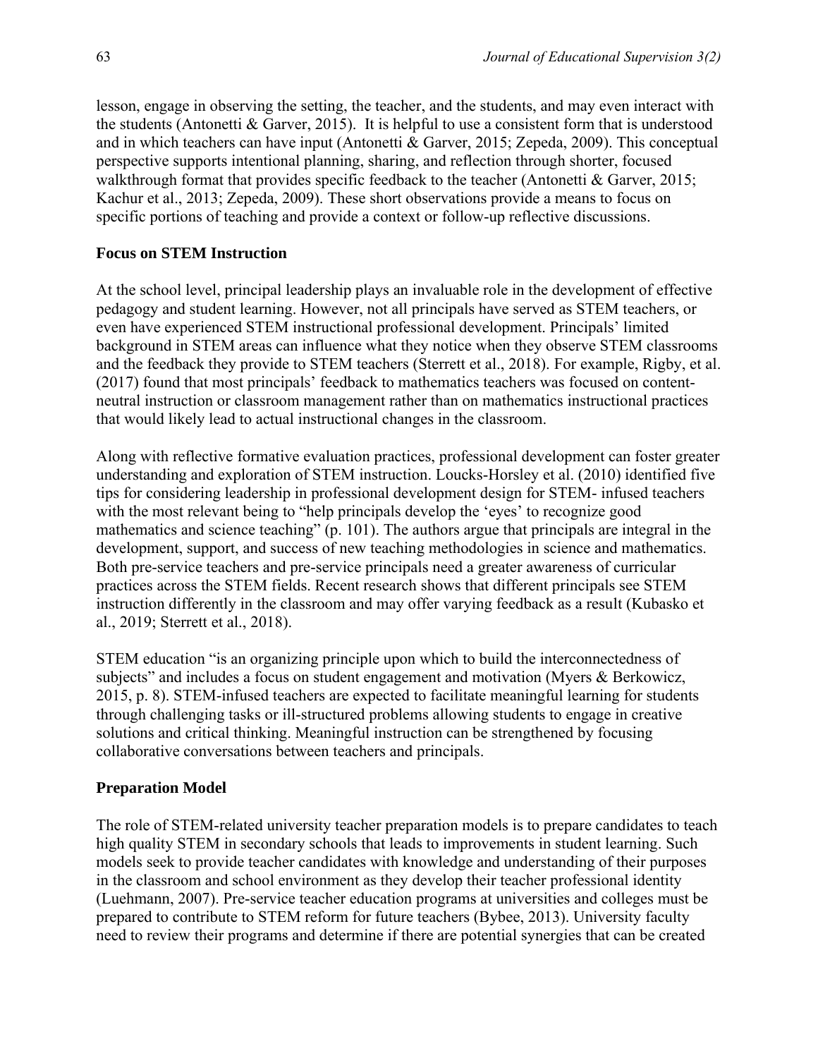lesson, engage in observing the setting, the teacher, and the students, and may even interact with the students (Antonetti & Garver, 2015). It is helpful to use a consistent form that is understood and in which teachers can have input (Antonetti & Garver, 2015; Zepeda, 2009). This conceptual perspective supports intentional planning, sharing, and reflection through shorter, focused walkthrough format that provides specific feedback to the teacher (Antonetti & Garver, 2015; Kachur et al., 2013; Zepeda, 2009). These short observations provide a means to focus on specific portions of teaching and provide a context or follow-up reflective discussions.

**Focus on STEM Instruction**

At the school level, principal leadership plays an invaluable role in the development of effective pedagogy and student learning. However, not all principals have served as STEM teachers, or even have experienced STEM instructional professional development. Principals' limited background in STEM areas can influence what they notice when they observe STEM classrooms and the feedback they provide to STEM teachers (Sterrett et al., 2018). For example, Rigby, et al. (2017) found that most principals' feedback to mathematics teachers was focused on content-neutral instruction or classroom management rather than on mathematics instructional practices that would likely lead to actual instructional changes in the classroom.

Along with reflective formative evaluation practices, professional development can foster greater understanding and exploration of STEM instruction. Loucks-Horsley et al. (2010) identified five tips for considering leadership in professional development design for STEM- infused teachers with the most relevant being to "help principals develop the 'eyes' to recognize good mathematics and science teaching" (p. 101). The authors argue that principals are integral in the development, support, and success of new teaching methodologies in science and mathematics. Both pre-service teachers and pre-service principals need a greater awareness of curricular practices across the STEM fields. Recent research shows that different principals see STEM instruction differently in the classroom and may offer varying feedback as a result (Kubasko et al., 2019; Sterrett et al., 2018).

STEM education "is an organizing principle upon which to build the interconnectedness of subjects" and includes a focus on student engagement and motivation (Myers & Berkowicz, 2015, p. 8). STEM-infused teachers are expected to facilitate meaningful learning for students through challenging tasks or ill-structured problems allowing students to engage in creative solutions and critical thinking. Meaningful instruction can be strengthened by focusing collaborative conversations between teachers and principals.

**Preparation Model**

The role of STEM-related university teacher preparation models is to prepare candidates to teach high quality STEM in secondary schools that leads to improvements in student learning. Such models seek to provide teacher candidates with knowledge and understanding of their purposes in the classroom and school environment as they develop their teacher professional identity (Luehmann, 2007). Pre-service teacher education programs at universities and colleges must be prepared to contribute to STEM reform for future teachers (Bybee, 2013). University faculty need to review their programs and determine if there are potential synergies that can be created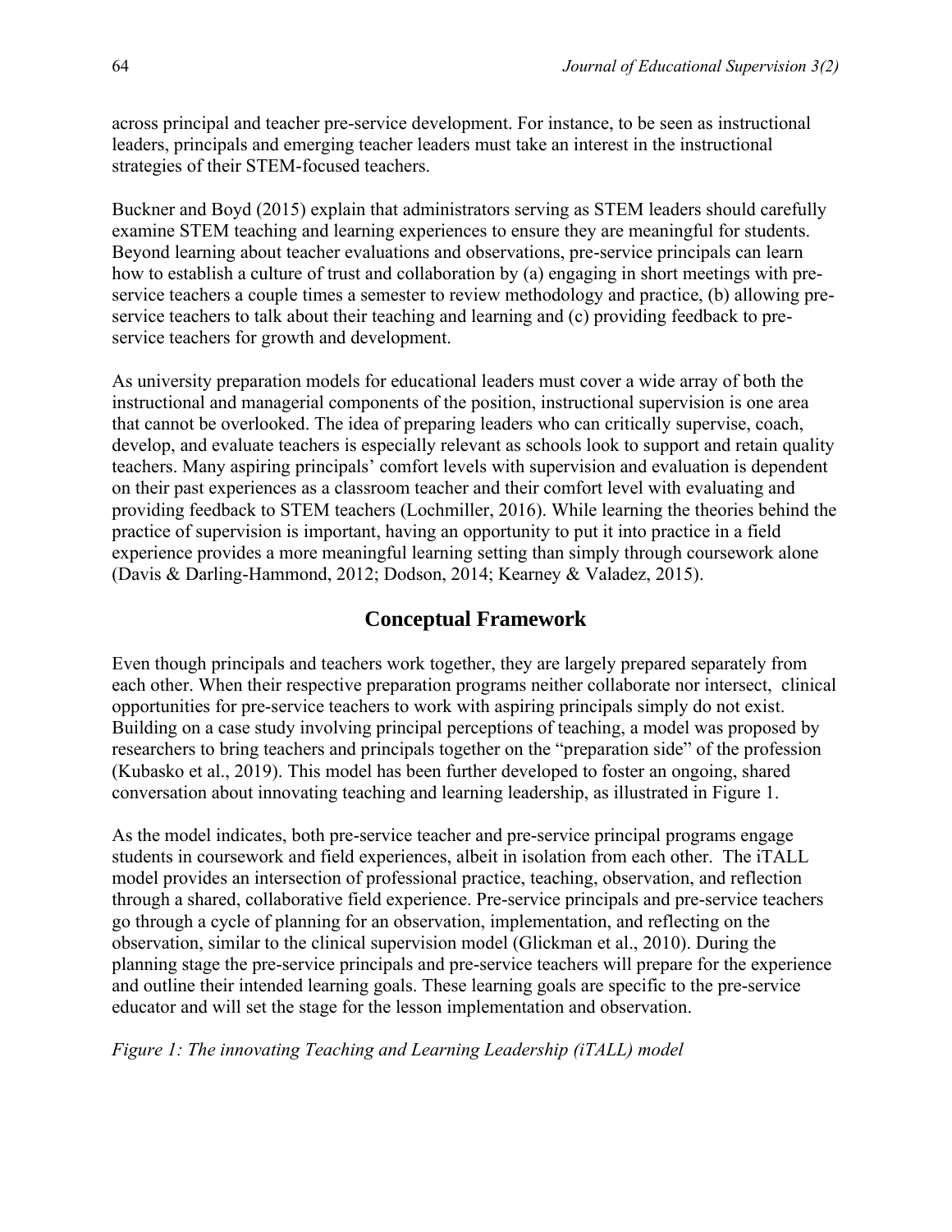across principal and teacher pre-service development. For instance, to be seen as instructional leaders, principals and emerging teacher leaders must take an interest in the instructional strategies of their STEM-focused teachers.

Buckner and Boyd (2015) explain that administrators serving as STEM leaders should carefully examine STEM teaching and learning experiences to ensure they are meaningful for students. Beyond learning about teacher evaluations and observations, pre-service principals can learn how to establish a culture of trust and collaboration by (a) engaging in short meetings with pre-service teachers a couple times a semester to review methodology and practice, (b) allowing pre-service teachers to talk about their teaching and learning and (c) providing feedback to pre-service teachers for growth and development.

As university preparation models for educational leaders must cover a wide array of both the instructional and managerial components of the position, instructional supervision is one area that cannot be overlooked. The idea of preparing leaders who can critically supervise, coach, develop, and evaluate teachers is especially relevant as schools look to support and retain quality teachers. Many aspiring principals' comfort levels with supervision and evaluation is dependent on their past experiences as a classroom teacher and their comfort level with evaluating and providing feedback to STEM teachers (Lochmiller, 2016). While learning the theories behind the practice of supervision is important, having an opportunity to put it into practice in a field experience provides a more meaningful learning setting than simply through coursework alone (Davis & Darling-Hammond, 2012; Dodson, 2014; Kearney & Valadez, 2015).

## Conceptual Framework

Even though principals and teachers work together, they are largely prepared separately from each other. When their respective preparation programs neither collaborate nor intersect, clinical opportunities for pre-service teachers to work with aspiring principals simply do not exist. Building on a case study involving principal perceptions of teaching, a model was proposed by researchers to bring teachers and principals together on the "preparation side" of the profession (Kubasko et al., 2019). This model has been further developed to foster an ongoing, shared conversation about innovating teaching and learning leadership, as illustrated in Figure 1.

As the model indicates, both pre-service teacher and pre-service principal programs engage students in coursework and field experiences, albeit in isolation from each other. The iTALL model provides an intersection of professional practice, teaching, observation, and reflection through a shared, collaborative field experience. Pre-service principals and pre-service teachers go through a cycle of planning for an observation, implementation, and reflecting on the observation, similar to the clinical supervision model (Glickman et al., 2010). During the planning stage the pre-service principals and pre-service teachers will prepare for the experience and outline their intended learning goals. These learning goals are specific to the pre-service educator and will set the stage for the lesson implementation and observation.

*Figure 1: The innovating Teaching and Learning Leadership (iTALL) model*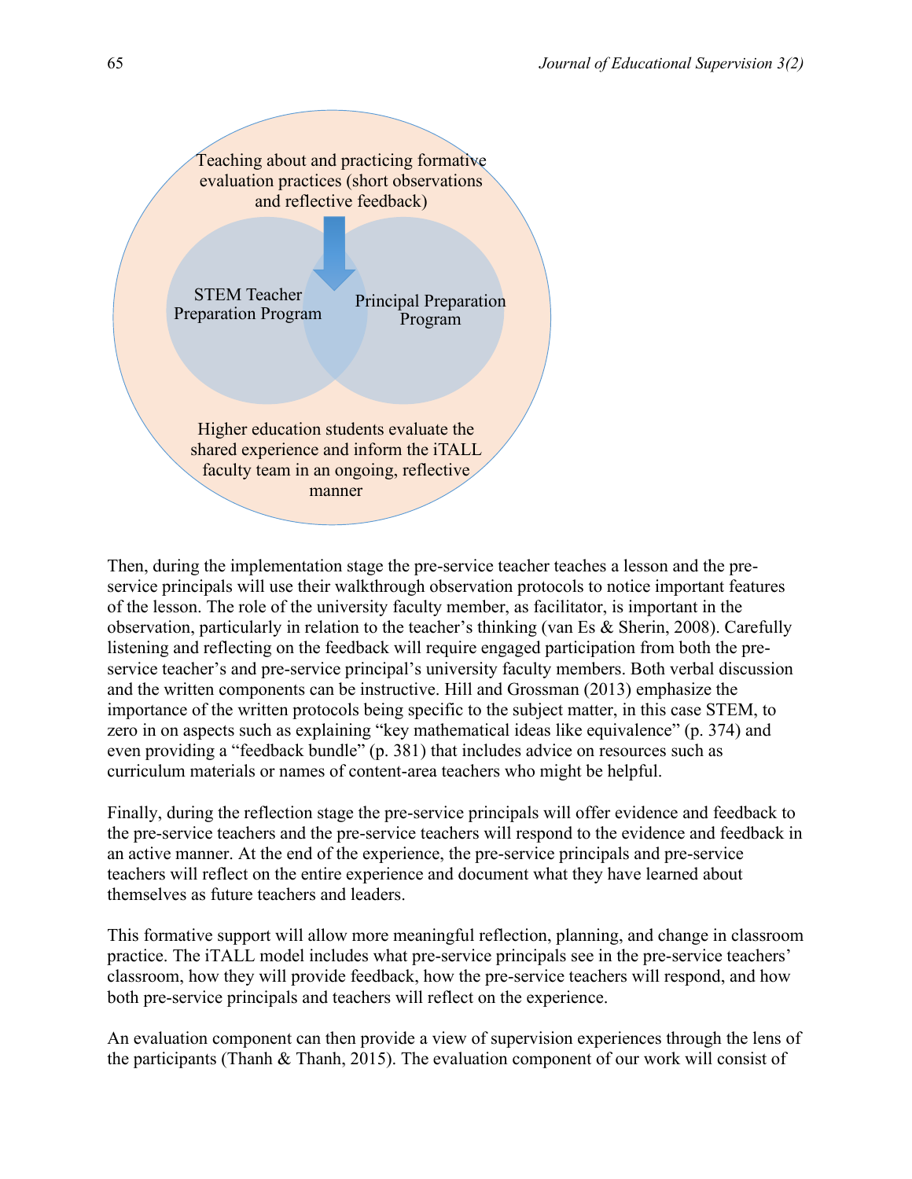Teaching about and practicing formative evaluation practices (short observations and reflective feedback)

STEM Teacher Preparation Program

Principal Preparation Program

Higher education students evaluate the shared experience and inform the iTALL faculty team in an ongoing, reflective manner

Then, during the implementation stage the pre-service teacher teaches a lesson and the pre-service principals will use their walkthrough observation protocols to notice important features of the lesson. The role of the university faculty member, as facilitator, is important in the observation, particularly in relation to the teacher's thinking (van Es & Sherin, 2008). Carefully listening and reflecting on the feedback will require engaged participation from both the pre-service teacher's and pre-service principal's university faculty members. Both verbal discussion and the written components can be instructive. Hill and Grossman (2013) emphasize the importance of the written protocols being specific to the subject matter, in this case STEM, to zero in on aspects such as explaining "key mathematical ideas like equivalence" (p. 374) and even providing a "feedback bundle" (p. 381) that includes advice on resources such as curriculum materials or names of content-area teachers who might be helpful.

Finally, during the reflection stage the pre-service principals will offer evidence and feedback to the pre-service teachers and the pre-service teachers will respond to the evidence and feedback in an active manner. At the end of the experience, the pre-service principals and pre-service teachers will reflect on the entire experience and document what they have learned about themselves as future teachers and leaders.

This formative support will allow more meaningful reflection, planning, and change in classroom practice. The iTALL model includes what pre-service principals see in the pre-service teachers' classroom, how they will provide feedback, how the pre-service teachers will respond, and how both pre-service principals and teachers will reflect on the experience.

An evaluation component can then provide a view of supervision experiences through the lens of the participants (Thanh & Thanh, 2015). The evaluation component of our work will consist of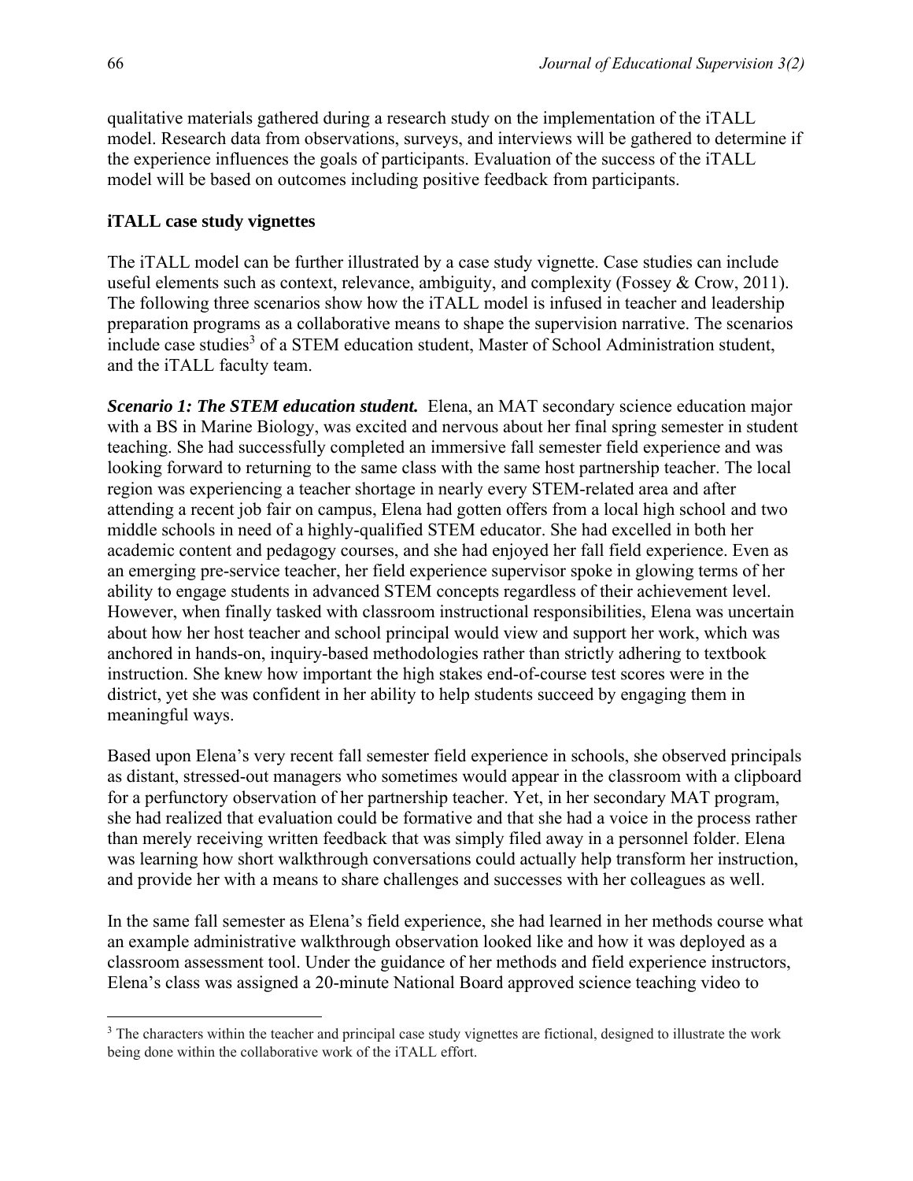qualitative materials gathered during a research study on the implementation of the iTALL model. Research data from observations, surveys, and interviews will be gathered to determine if the experience influences the goals of participants. Evaluation of the success of the iTALL model will be based on outcomes including positive feedback from participants.

### iTALL case study vignettes

The iTALL model can be further illustrated by a case study vignette. Case studies can include useful elements such as context, relevance, ambiguity, and complexity (Fossey & Crow, 2011). The following three scenarios show how the iTALL model is infused in teacher and leadership preparation programs as a collaborative means to shape the supervision narrative. The scenarios include case studies[3] of a STEM education student, Master of School Administration student, and the iTALL faculty team.

***Scenario 1: The STEM education student.*** Elena, an MAT secondary science education major with a BS in Marine Biology, was excited and nervous about her final spring semester in student teaching. She had successfully completed an immersive fall semester field experience and was looking forward to returning to the same class with the same host partnership teacher. The local region was experiencing a teacher shortage in nearly every STEM-related area and after attending a recent job fair on campus, Elena had gotten offers from a local high school and two middle schools in need of a highly-qualified STEM educator. She had excelled in both her academic content and pedagogy courses, and she had enjoyed her fall field experience. Even as an emerging pre-service teacher, her field experience supervisor spoke in glowing terms of her ability to engage students in advanced STEM concepts regardless of their achievement level. However, when finally tasked with classroom instructional responsibilities, Elena was uncertain about how her host teacher and school principal would view and support her work, which was anchored in hands-on, inquiry-based methodologies rather than strictly adhering to textbook instruction. She knew how important the high stakes end-of-course test scores were in the district, yet she was confident in her ability to help students succeed by engaging them in meaningful ways.

Based upon Elena's very recent fall semester field experience in schools, she observed principals as distant, stressed-out managers who sometimes would appear in the classroom with a clipboard for a perfunctory observation of her partnership teacher. Yet, in her secondary MAT program, she had realized that evaluation could be formative and that she had a voice in the process rather than merely receiving written feedback that was simply filed away in a personnel folder. Elena was learning how short walkthrough conversations could actually help transform her instruction, and provide her with a means to share challenges and successes with her colleagues as well.

In the same fall semester as Elena's field experience, she had learned in her methods course what an example administrative walkthrough observation looked like and how it was deployed as a classroom assessment tool. Under the guidance of her methods and field experience instructors, Elena's class was assigned a 20-minute National Board approved science teaching video to

---

[3] The characters within the teacher and principal case study vignettes are fictional, designed to illustrate the work being done within the collaborative work of the iTALL effort.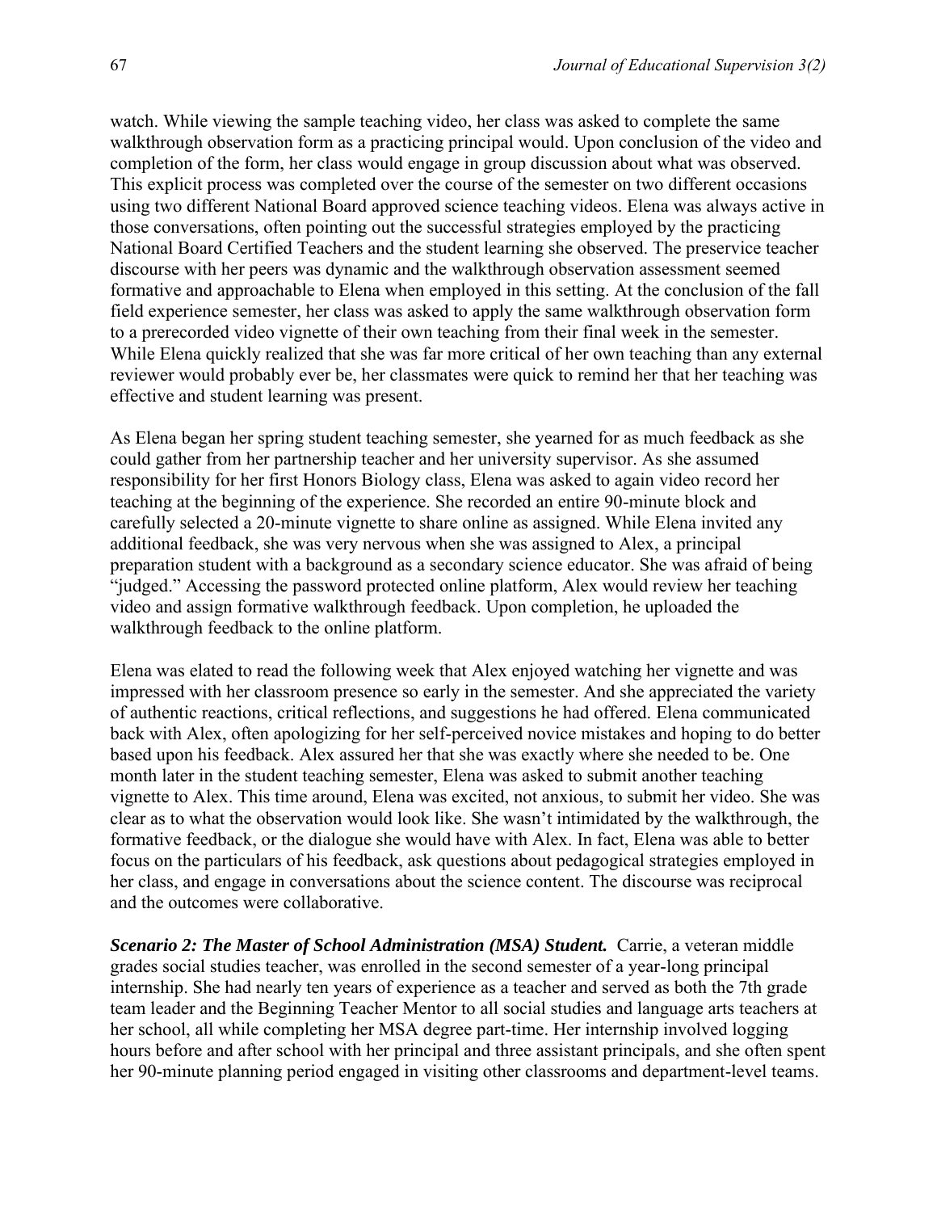watch. While viewing the sample teaching video, her class was asked to complete the same walkthrough observation form as a practicing principal would. Upon conclusion of the video and completion of the form, her class would engage in group discussion about what was observed. This explicit process was completed over the course of the semester on two different occasions using two different National Board approved science teaching videos. Elena was always active in those conversations, often pointing out the successful strategies employed by the practicing National Board Certified Teachers and the student learning she observed. The preservice teacher discourse with her peers was dynamic and the walkthrough observation assessment seemed formative and approachable to Elena when employed in this setting. At the conclusion of the fall field experience semester, her class was asked to apply the same walkthrough observation form to a prerecorded video vignette of their own teaching from their final week in the semester. While Elena quickly realized that she was far more critical of her own teaching than any external reviewer would probably ever be, her classmates were quick to remind her that her teaching was effective and student learning was present.

As Elena began her spring student teaching semester, she yearned for as much feedback as she could gather from her partnership teacher and her university supervisor. As she assumed responsibility for her first Honors Biology class, Elena was asked to again video record her teaching at the beginning of the experience. She recorded an entire 90-minute block and carefully selected a 20-minute vignette to share online as assigned. While Elena invited any additional feedback, she was very nervous when she was assigned to Alex, a principal preparation student with a background as a secondary science educator. She was afraid of being "judged." Accessing the password protected online platform, Alex would review her teaching video and assign formative walkthrough feedback. Upon completion, he uploaded the walkthrough feedback to the online platform.

Elena was elated to read the following week that Alex enjoyed watching her vignette and was impressed with her classroom presence so early in the semester. And she appreciated the variety of authentic reactions, critical reflections, and suggestions he had offered. Elena communicated back with Alex, often apologizing for her self-perceived novice mistakes and hoping to do better based upon his feedback. Alex assured her that she was exactly where she needed to be. One month later in the student teaching semester, Elena was asked to submit another teaching vignette to Alex. This time around, Elena was excited, not anxious, to submit her video. She was clear as to what the observation would look like. She wasn't intimidated by the walkthrough, the formative feedback, or the dialogue she would have with Alex. In fact, Elena was able to better focus on the particulars of his feedback, ask questions about pedagogical strategies employed in her class, and engage in conversations about the science content. The discourse was reciprocal and the outcomes were collaborative.

***Scenario 2: The Master of School Administration (MSA) Student.*** Carrie, a veteran middle grades social studies teacher, was enrolled in the second semester of a year-long principal internship. She had nearly ten years of experience as a teacher and served as both the 7th grade team leader and the Beginning Teacher Mentor to all social studies and language arts teachers at her school, all while completing her MSA degree part-time. Her internship involved logging hours before and after school with her principal and three assistant principals, and she often spent her 90-minute planning period engaged in visiting other classrooms and department-level teams.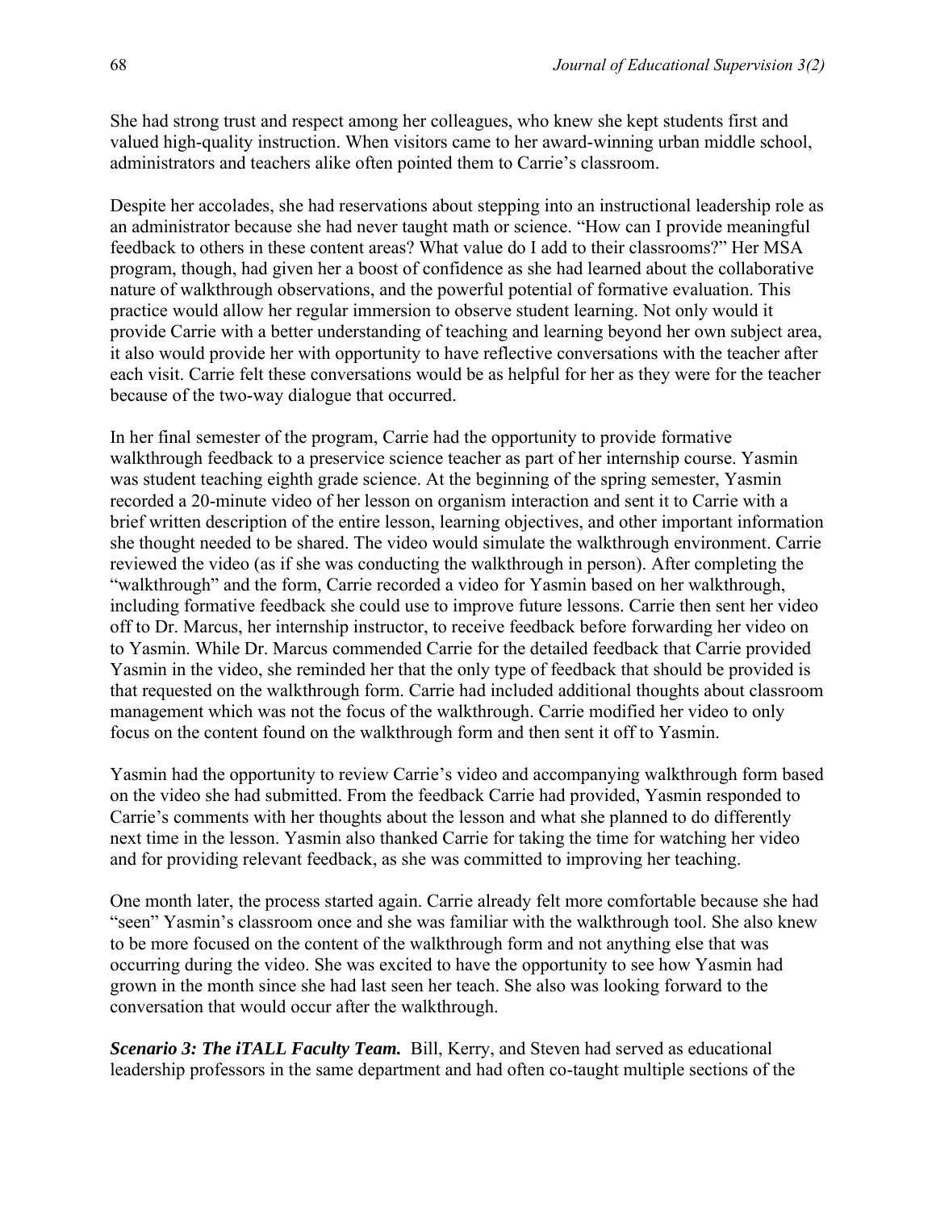She had strong trust and respect among her colleagues, who knew she kept students first and valued high-quality instruction. When visitors came to her award-winning urban middle school, administrators and teachers alike often pointed them to Carrie's classroom.

Despite her accolades, she had reservations about stepping into an instructional leadership role as an administrator because she had never taught math or science. "How can I provide meaningful feedback to others in these content areas? What value do I add to their classrooms?" Her MSA program, though, had given her a boost of confidence as she had learned about the collaborative nature of walkthrough observations, and the powerful potential of formative evaluation. This practice would allow her regular immersion to observe student learning. Not only would it provide Carrie with a better understanding of teaching and learning beyond her own subject area, it also would provide her with opportunity to have reflective conversations with the teacher after each visit. Carrie felt these conversations would be as helpful for her as they were for the teacher because of the two-way dialogue that occurred.

In her final semester of the program, Carrie had the opportunity to provide formative walkthrough feedback to a preservice science teacher as part of her internship course. Yasmin was student teaching eighth grade science. At the beginning of the spring semester, Yasmin recorded a 20-minute video of her lesson on organism interaction and sent it to Carrie with a brief written description of the entire lesson, learning objectives, and other important information she thought needed to be shared. The video would simulate the walkthrough environment. Carrie reviewed the video (as if she was conducting the walkthrough in person). After completing the "walkthrough" and the form, Carrie recorded a video for Yasmin based on her walkthrough, including formative feedback she could use to improve future lessons. Carrie then sent her video off to Dr. Marcus, her internship instructor, to receive feedback before forwarding her video on to Yasmin. While Dr. Marcus commended Carrie for the detailed feedback that Carrie provided Yasmin in the video, she reminded her that the only type of feedback that should be provided is that requested on the walkthrough form. Carrie had included additional thoughts about classroom management which was not the focus of the walkthrough. Carrie modified her video to only focus on the content found on the walkthrough form and then sent it off to Yasmin.

Yasmin had the opportunity to review Carrie's video and accompanying walkthrough form based on the video she had submitted. From the feedback Carrie had provided, Yasmin responded to Carrie's comments with her thoughts about the lesson and what she planned to do differently next time in the lesson. Yasmin also thanked Carrie for taking the time for watching her video and for providing relevant feedback, as she was committed to improving her teaching.

One month later, the process started again. Carrie already felt more comfortable because she had "seen" Yasmin's classroom once and she was familiar with the walkthrough tool. She also knew to be more focused on the content of the walkthrough form and not anything else that was occurring during the video. She was excited to have the opportunity to see how Yasmin had grown in the month since she had last seen her teach. She also was looking forward to the conversation that would occur after the walkthrough.

***Scenario 3: The iTALL Faculty Team.*** Bill, Kerry, and Steven had served as educational leadership professors in the same department and had often co-taught multiple sections of the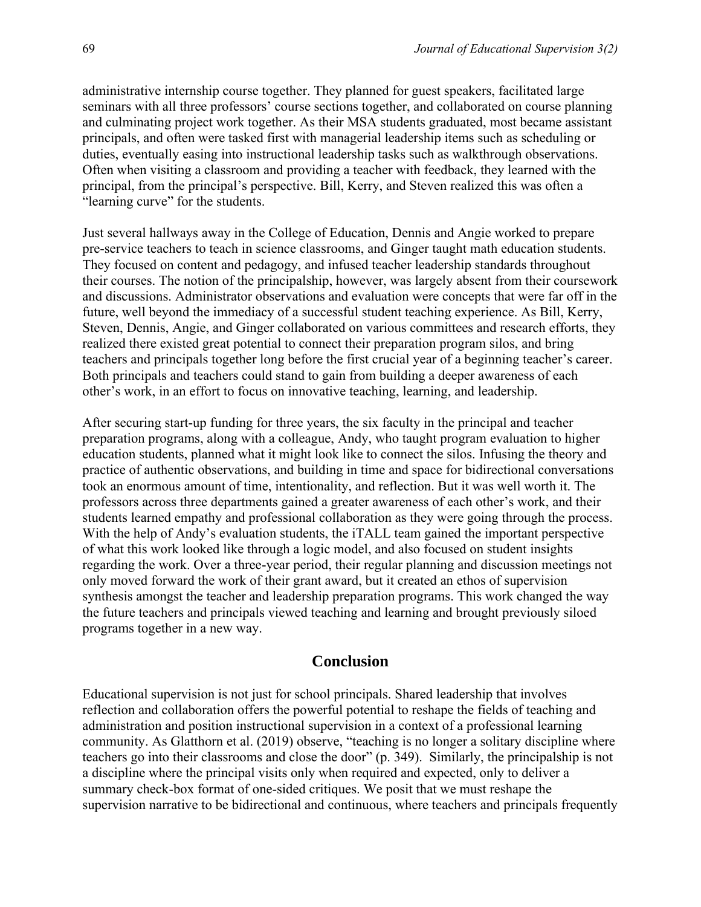administrative internship course together. They planned for guest speakers, facilitated large seminars with all three professors' course sections together, and collaborated on course planning and culminating project work together. As their MSA students graduated, most became assistant principals, and often were tasked first with managerial leadership items such as scheduling or duties, eventually easing into instructional leadership tasks such as walkthrough observations. Often when visiting a classroom and providing a teacher with feedback, they learned with the principal, from the principal's perspective. Bill, Kerry, and Steven realized this was often a "learning curve" for the students.

Just several hallways away in the College of Education, Dennis and Angie worked to prepare pre-service teachers to teach in science classrooms, and Ginger taught math education students. They focused on content and pedagogy, and infused teacher leadership standards throughout their courses. The notion of the principalship, however, was largely absent from their coursework and discussions. Administrator observations and evaluation were concepts that were far off in the future, well beyond the immediacy of a successful student teaching experience. As Bill, Kerry, Steven, Dennis, Angie, and Ginger collaborated on various committees and research efforts, they realized there existed great potential to connect their preparation program silos, and bring teachers and principals together long before the first crucial year of a beginning teacher's career. Both principals and teachers could stand to gain from building a deeper awareness of each other's work, in an effort to focus on innovative teaching, learning, and leadership.

After securing start-up funding for three years, the six faculty in the principal and teacher preparation programs, along with a colleague, Andy, who taught program evaluation to higher education students, planned what it might look like to connect the silos. Infusing the theory and practice of authentic observations, and building in time and space for bidirectional conversations took an enormous amount of time, intentionality, and reflection. But it was well worth it. The professors across three departments gained a greater awareness of each other's work, and their students learned empathy and professional collaboration as they were going through the process. With the help of Andy's evaluation students, the iTALL team gained the important perspective of what this work looked like through a logic model, and also focused on student insights regarding the work. Over a three-year period, their regular planning and discussion meetings not only moved forward the work of their grant award, but it created an ethos of supervision synthesis amongst the teacher and leadership preparation programs. This work changed the way the future teachers and principals viewed teaching and learning and brought previously siloed programs together in a new way.

## Conclusion

Educational supervision is not just for school principals. Shared leadership that involves reflection and collaboration offers the powerful potential to reshape the fields of teaching and administration and position instructional supervision in a context of a professional learning community. As Glatthorn et al. (2019) observe, "teaching is no longer a solitary discipline where teachers go into their classrooms and close the door" (p. 349). Similarly, the principalship is not a discipline where the principal visits only when required and expected, only to deliver a summary check-box format of one-sided critiques. We posit that we must reshape the supervision narrative to be bidirectional and continuous, where teachers and principals frequently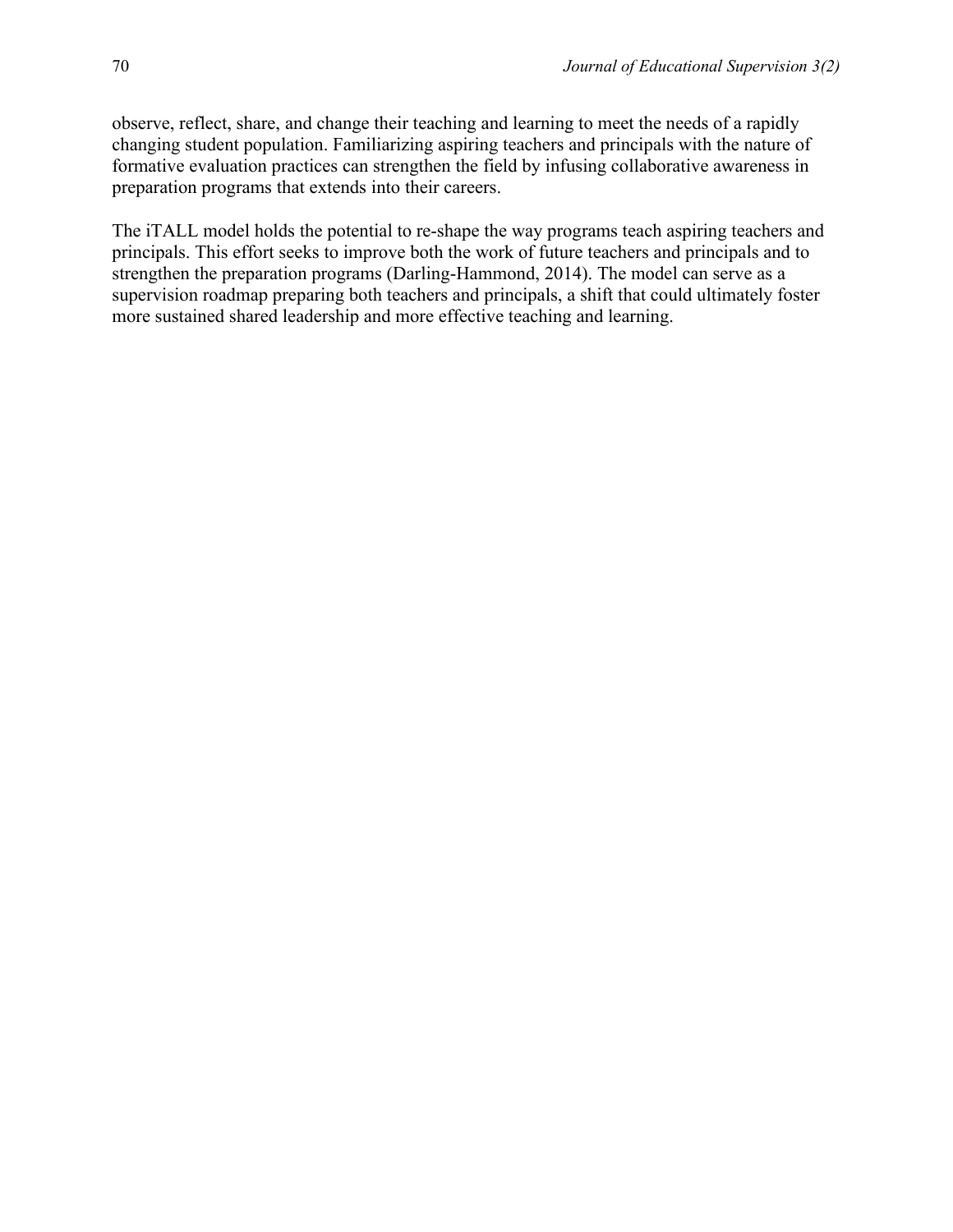observe, reflect, share, and change their teaching and learning to meet the needs of a rapidly changing student population. Familiarizing aspiring teachers and principals with the nature of formative evaluation practices can strengthen the field by infusing collaborative awareness in preparation programs that extends into their careers.

The iTALL model holds the potential to re-shape the way programs teach aspiring teachers and principals. This effort seeks to improve both the work of future teachers and principals and to strengthen the preparation programs (Darling-Hammond, 2014). The model can serve as a supervision roadmap preparing both teachers and principals, a shift that could ultimately foster more sustained shared leadership and more effective teaching and learning.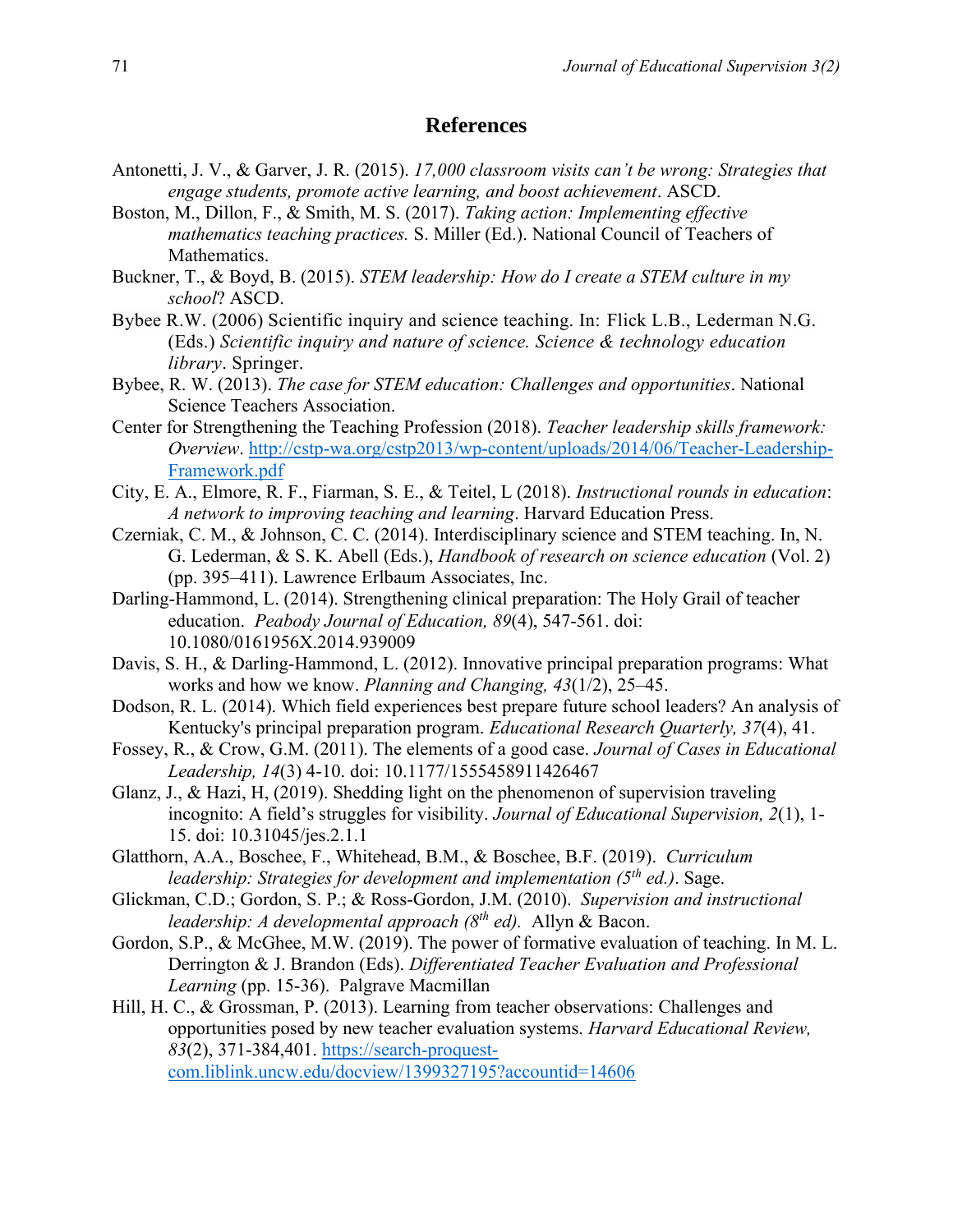## References

Antonetti, J. V., & Garver, J. R. (2015). *17,000 classroom visits can't be wrong: Strategies that engage students, promote active learning, and boost achievement*. ASCD.

Boston, M., Dillon, F., & Smith, M. S. (2017). *Taking action: Implementing effective mathematics teaching practices.* S. Miller (Ed.). National Council of Teachers of Mathematics.

Buckner, T., & Boyd, B. (2015). *STEM leadership: How do I create a STEM culture in my school*? ASCD.

Bybee R.W. (2006) Scientific inquiry and science teaching. In: Flick L.B., Lederman N.G. (Eds.) *Scientific inquiry and nature of science. Science & technology education library*. Springer.

Bybee, R. W. (2013). *The case for STEM education: Challenges and opportunities*. National Science Teachers Association.

Center for Strengthening the Teaching Profession (2018). *Teacher leadership skills framework: Overview*. http://cstp-wa.org/cstp2013/wp-content/uploads/2014/06/Teacher-Leadership-Framework.pdf

City, E. A., Elmore, R. F., Fiarman, S. E., & Teitel, L (2018). *Instructional rounds in education*: *A network to improving teaching and learning*. Harvard Education Press.

Czerniak, C. M., & Johnson, C. C. (2014). Interdisciplinary science and STEM teaching. In, N. G. Lederman, & S. K. Abell (Eds.), *Handbook of research on science education* (Vol. 2) (pp. 395–411). Lawrence Erlbaum Associates, Inc.

Darling-Hammond, L. (2014). Strengthening clinical preparation: The Holy Grail of teacher education. *Peabody Journal of Education, 89*(4), 547-561. doi: 10.1080/0161956X.2014.939009

Davis, S. H., & Darling-Hammond, L. (2012). Innovative principal preparation programs: What works and how we know. *Planning and Changing, 43*(1/2), 25–45.

Dodson, R. L. (2014). Which field experiences best prepare future school leaders? An analysis of Kentucky's principal preparation program. *Educational Research Quarterly, 37*(4), 41.

Fossey, R., & Crow, G.M. (2011). The elements of a good case. *Journal of Cases in Educational Leadership, 14*(3) 4-10. doi: 10.1177/1555458911426467

Glanz, J., & Hazi, H, (2019). Shedding light on the phenomenon of supervision traveling incognito: A field's struggles for visibility. *Journal of Educational Supervision, 2*(1), 1-15. doi: 10.31045/jes.2.1.1

Glatthorn, A.A., Boschee, F., Whitehead, B.M., & Boschee, B.F. (2019). *Curriculum leadership: Strategies for development and implementation (5th ed.)*. Sage.

Glickman, C.D.; Gordon, S. P.; & Ross-Gordon, J.M. (2010). *Supervision and instructional leadership: A developmental approach (8th ed).* Allyn & Bacon.

Gordon, S.P., & McGhee, M.W. (2019). The power of formative evaluation of teaching. In M. L. Derrington & J. Brandon (Eds). *Differentiated Teacher Evaluation and Professional Learning* (pp. 15-36). Palgrave Macmillan

Hill, H. C., & Grossman, P. (2013). Learning from teacher observations: Challenges and opportunities posed by new teacher evaluation systems. *Harvard Educational Review, 83*(2), 371-384,401. https://search-proquest-com.liblink.uncw.edu/docview/1399327195?accountid=14606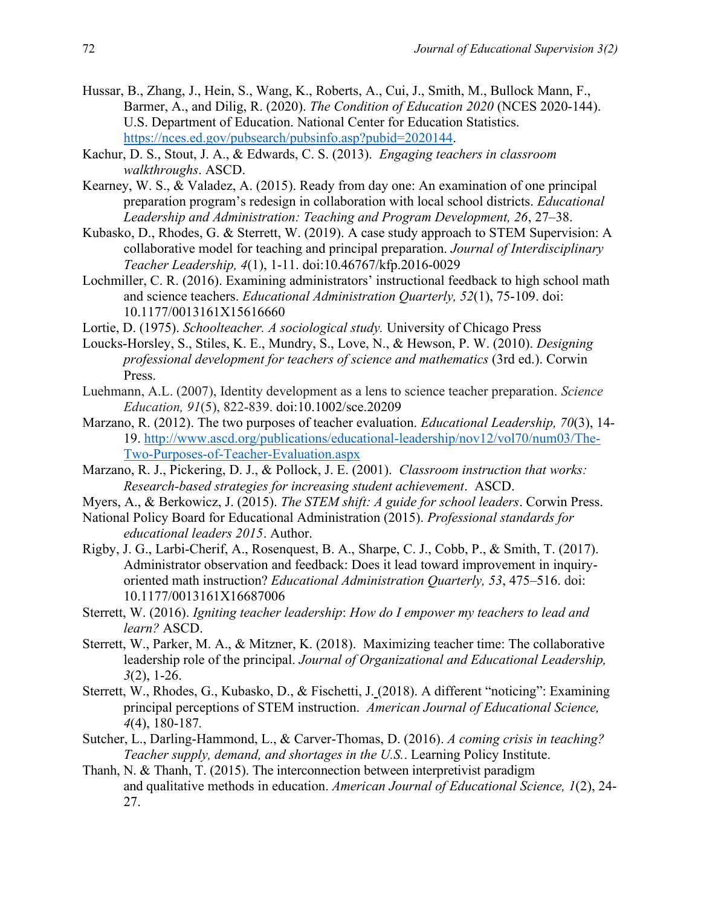Hussar, B., Zhang, J., Hein, S., Wang, K., Roberts, A., Cui, J., Smith, M., Bullock Mann, F., Barmer, A., and Dilig, R. (2020). *The Condition of Education 2020* (NCES 2020-144). U.S. Department of Education. National Center for Education Statistics. https://nces.ed.gov/pubsearch/pubsinfo.asp?pubid=2020144.

Kachur, D. S., Stout, J. A., & Edwards, C. S. (2013). *Engaging teachers in classroom walkthroughs*. ASCD.

Kearney, W. S., & Valadez, A. (2015). Ready from day one: An examination of one principal preparation program's redesign in collaboration with local school districts. *Educational Leadership and Administration: Teaching and Program Development, 26*, 27–38.

Kubasko, D., Rhodes, G. & Sterrett, W. (2019). A case study approach to STEM Supervision: A collaborative model for teaching and principal preparation. *Journal of Interdisciplinary Teacher Leadership, 4*(1), 1-11. doi:10.46767/kfp.2016-0029

Lochmiller, C. R. (2016). Examining administrators' instructional feedback to high school math and science teachers. *Educational Administration Quarterly, 52*(1), 75-109. doi: 10.1177/0013161X15616660

Lortie, D. (1975). *Schoolteacher. A sociological study.* University of Chicago Press

Loucks-Horsley, S., Stiles, K. E., Mundry, S., Love, N., & Hewson, P. W. (2010). *Designing professional development for teachers of science and mathematics* (3rd ed.). Corwin Press.

Luehmann, A.L. (2007), Identity development as a lens to science teacher preparation. *Science Education, 91*(5), 822-839. doi:10.1002/sce.20209

Marzano, R. (2012). The two purposes of teacher evaluation. *Educational Leadership, 70*(3), 14-19. http://www.ascd.org/publications/educational-leadership/nov12/vol70/num03/The-Two-Purposes-of-Teacher-Evaluation.aspx

Marzano, R. J., Pickering, D. J., & Pollock, J. E. (2001). *Classroom instruction that works: Research-based strategies for increasing student achievement*. ASCD.

Myers, A., & Berkowicz, J. (2015). *The STEM shift: A guide for school leaders*. Corwin Press.

National Policy Board for Educational Administration (2015). *Professional standards for educational leaders 2015*. Author.

Rigby, J. G., Larbi-Cherif, A., Rosenquest, B. A., Sharpe, C. J., Cobb, P., & Smith, T. (2017). Administrator observation and feedback: Does it lead toward improvement in inquiry-oriented math instruction? *Educational Administration Quarterly, 53*, 475–516. doi: 10.1177/0013161X16687006

Sterrett, W. (2016). *Igniting teacher leadership*: *How do I empower my teachers to lead and learn?* ASCD.

Sterrett, W., Parker, M. A., & Mitzner, K. (2018). Maximizing teacher time: The collaborative leadership role of the principal. *Journal of Organizational and Educational Leadership, 3*(2), 1-26.

Sterrett, W., Rhodes, G., Kubasko, D., & Fischetti, J. (2018). A different "noticing": Examining principal perceptions of STEM instruction. *American Journal of Educational Science, 4*(4), 180-187.

Sutcher, L., Darling-Hammond, L., & Carver-Thomas, D. (2016). *A coming crisis in teaching? Teacher supply, demand, and shortages in the U.S.*. Learning Policy Institute.

Thanh, N. & Thanh, T. (2015). The interconnection between interpretivist paradigm and qualitative methods in education. *American Journal of Educational Science, 1*(2), 24-27.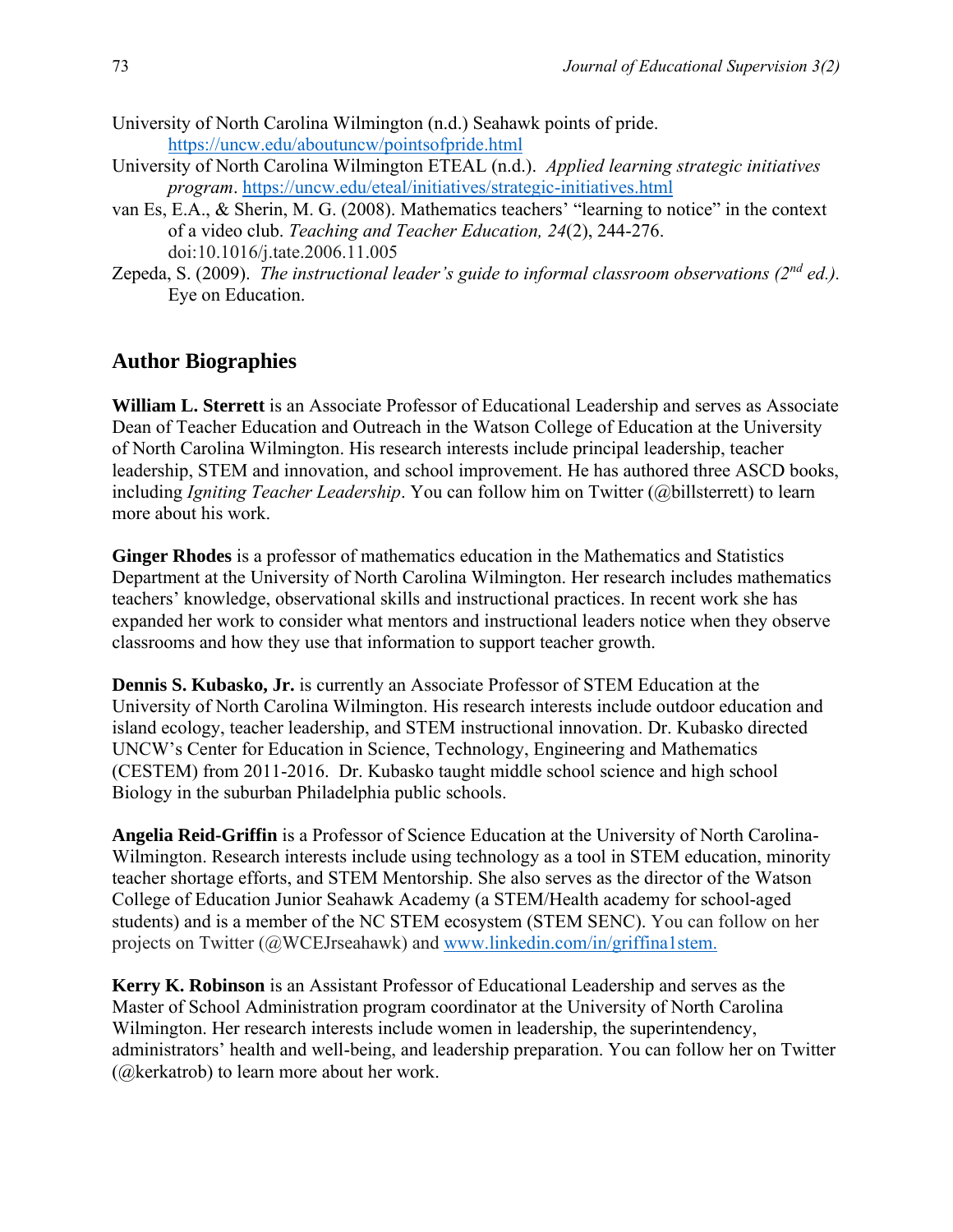University of North Carolina Wilmington (n.d.) Seahawk points of pride. https://uncw.edu/aboutuncw/pointsofpride.html

University of North Carolina Wilmington ETEAL (n.d.). *Applied learning strategic initiatives program*. https://uncw.edu/eteal/initiatives/strategic-initiatives.html

van Es, E.A., & Sherin, M. G. (2008). Mathematics teachers' "learning to notice" in the context of a video club. *Teaching and Teacher Education, 24*(2), 244-276. doi:10.1016/j.tate.2006.11.005

Zepeda, S. (2009). *The instructional leader's guide to informal classroom observations (2nd ed.)*. Eye on Education.

## Author Biographies

**William L. Sterrett** is an Associate Professor of Educational Leadership and serves as Associate Dean of Teacher Education and Outreach in the Watson College of Education at the University of North Carolina Wilmington. His research interests include principal leadership, teacher leadership, STEM and innovation, and school improvement. He has authored three ASCD books, including *Igniting Teacher Leadership*. You can follow him on Twitter (@billsterrett) to learn more about his work.

**Ginger Rhodes** is a professor of mathematics education in the Mathematics and Statistics Department at the University of North Carolina Wilmington. Her research includes mathematics teachers' knowledge, observational skills and instructional practices. In recent work she has expanded her work to consider what mentors and instructional leaders notice when they observe classrooms and how they use that information to support teacher growth.

**Dennis S. Kubasko, Jr.** is currently an Associate Professor of STEM Education at the University of North Carolina Wilmington. His research interests include outdoor education and island ecology, teacher leadership, and STEM instructional innovation. Dr. Kubasko directed UNCW's Center for Education in Science, Technology, Engineering and Mathematics (CESTEM) from 2011-2016. Dr. Kubasko taught middle school science and high school Biology in the suburban Philadelphia public schools.

**Angelia Reid-Griffin** is a Professor of Science Education at the University of North Carolina-Wilmington. Research interests include using technology as a tool in STEM education, minority teacher shortage efforts, and STEM Mentorship. She also serves as the director of the Watson College of Education Junior Seahawk Academy (a STEM/Health academy for school-aged students) and is a member of the NC STEM ecosystem (STEM SENC). You can follow on her projects on Twitter (@WCEJrseahawk) and www.linkedin.com/in/griffina1stem.

**Kerry K. Robinson** is an Assistant Professor of Educational Leadership and serves as the Master of School Administration program coordinator at the University of North Carolina Wilmington. Her research interests include women in leadership, the superintendency, administrators' health and well-being, and leadership preparation. You can follow her on Twitter (@kerkatrob) to learn more about her work.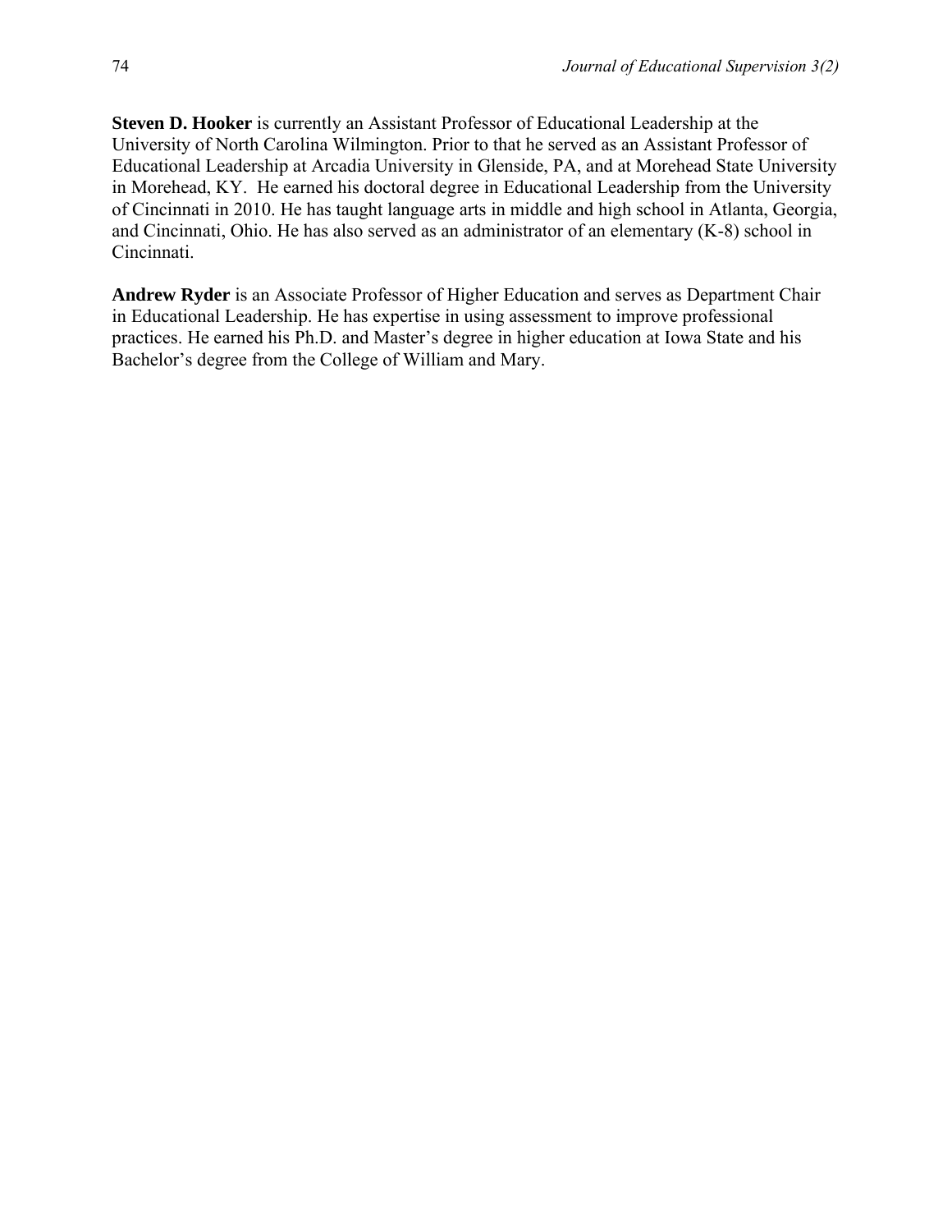**Steven D. Hooker** is currently an Assistant Professor of Educational Leadership at the University of North Carolina Wilmington. Prior to that he served as an Assistant Professor of Educational Leadership at Arcadia University in Glenside, PA, and at Morehead State University in Morehead, KY. He earned his doctoral degree in Educational Leadership from the University of Cincinnati in 2010. He has taught language arts in middle and high school in Atlanta, Georgia, and Cincinnati, Ohio. He has also served as an administrator of an elementary (K-8) school in Cincinnati.

**Andrew Ryder** is an Associate Professor of Higher Education and serves as Department Chair in Educational Leadership. He has expertise in using assessment to improve professional practices. He earned his Ph.D. and Master's degree in higher education at Iowa State and his Bachelor's degree from the College of William and Mary.